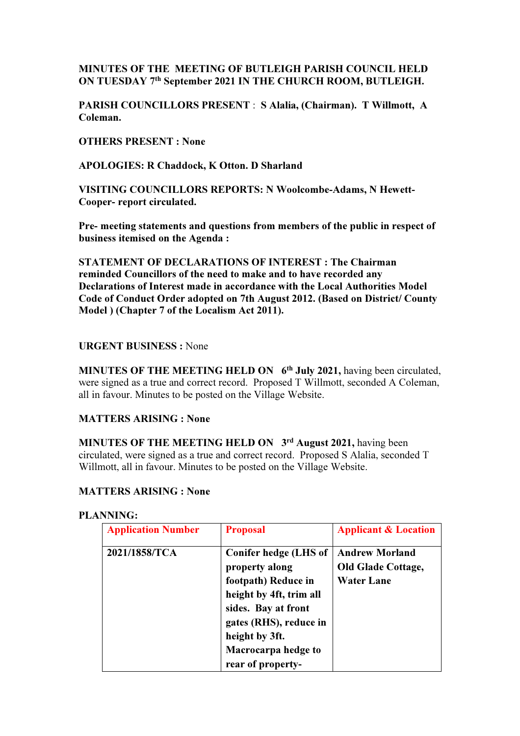**MINUTES OF THE MEETING OF BUTLEIGH PARISH COUNCIL HELD ON TUESDAY 7th September 2021 IN THE CHURCH ROOM, BUTLEIGH.**

**PARISH COUNCILLORS PRESENT** : **S Alalia, (Chairman). T Willmott, A Coleman.**

**OTHERS PRESENT : None**

**APOLOGIES: R Chaddock, K Otton. D Sharland**

**VISITING COUNCILLORS REPORTS: N Woolcombe-Adams, N Hewett-Cooper- report circulated.**

**Pre- meeting statements and questions from members of the public in respect of business itemised on the Agenda :**

**STATEMENT OF DECLARATIONS OF INTEREST : The Chairman reminded Councillors of the need to make and to have recorded any Declarations of Interest made in accordance with the Local Authorities Model Code of Conduct Order adopted on 7th August 2012. (Based on District/ County Model ) (Chapter 7 of the Localism Act 2011).**

**URGENT BUSINESS :** None

**MINUTES OF THE MEETING HELD ON 6th July 2021,** having been circulated, were signed as a true and correct record. Proposed T Willmott, seconded A Coleman, all in favour. Minutes to be posted on the Village Website.

**MATTERS ARISING : None**

**MINUTES OF THE MEETING HELD ON 3rd August 2021,** having been circulated, were signed as a true and correct record. Proposed S Alalia, seconded T Willmott, all in favour. Minutes to be posted on the Village Website.

**MATTERS ARISING : None**

**PLANNING:**

| Application Number | Proposal | Applicant & Location |
|---|---|---|
| **2021/1858/TCA** | **Conifer hedge (LHS of property along footpath) Reduce in height by 4ft, trim all sides. Bay at front gates (RHS), reduce in height by 3ft. Macrocarpa hedge to rear of property-** | **Andrew Morland Old Glade Cottage, Water Lane** |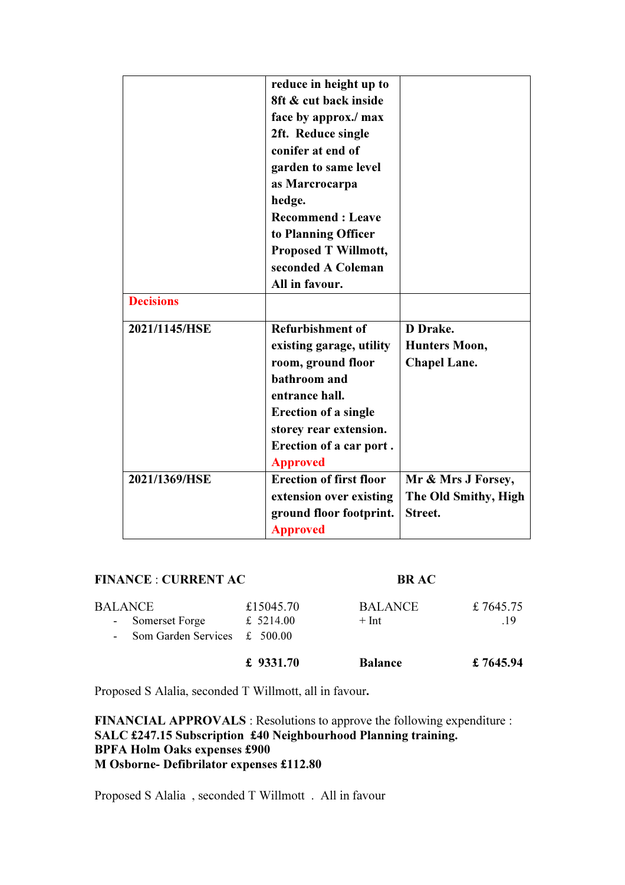| | | |
|---|---|---|
| | **reduce in height up to 8ft & cut back inside face by approx./ max 2ft. Reduce single conifer at end of garden to same level as Marcrocarpa hedge.**<br>**Recommend : Leave to Planning Officer**<br>**Proposed T Willmott, seconded A Coleman**<br>**All in favour.** | |
| **Decisions** | | |
| **2021/1145/HSE** | **Refurbishment of existing garage, utility room, ground floor bathroom and entrance hall.**<br>**Erection of a single storey rear extension.**<br>**Erection of a car port .**<br>**Approved** | **D Drake.**<br>**Hunters Moon, Chapel Lane.** |
| **2021/1369/HSE** | **Erection of first floor extension over existing ground floor footprint.**<br>**Approved** | **Mr & Mrs J Forsey, The Old Smithy, High Street.** |

**FINANCE** : **CURRENT AC** **BR AC**

| | | | |
|---|---|---|---|
| BALANCE | £15045.70 | BALANCE | £ 7645.75 |
| - Somerset Forge | £ 5214.00 | + Int | .19 |
| - Som Garden Services | £ 500.00 | | |
| | **£ 9331.70** | **Balance** | **£ 7645.94** |

Proposed S Alalia, seconded T Willmott, all in favour**.**

**FINANCIAL APPROVALS** : Resolutions to approve the following expenditure :
**SALC £247.15 Subscription £40 Neighbourhood Planning training.**
**BPFA Holm Oaks expenses £900**
**M Osborne- Defibrilator expenses £112.80**

Proposed S Alalia , seconded T Willmott . All in favour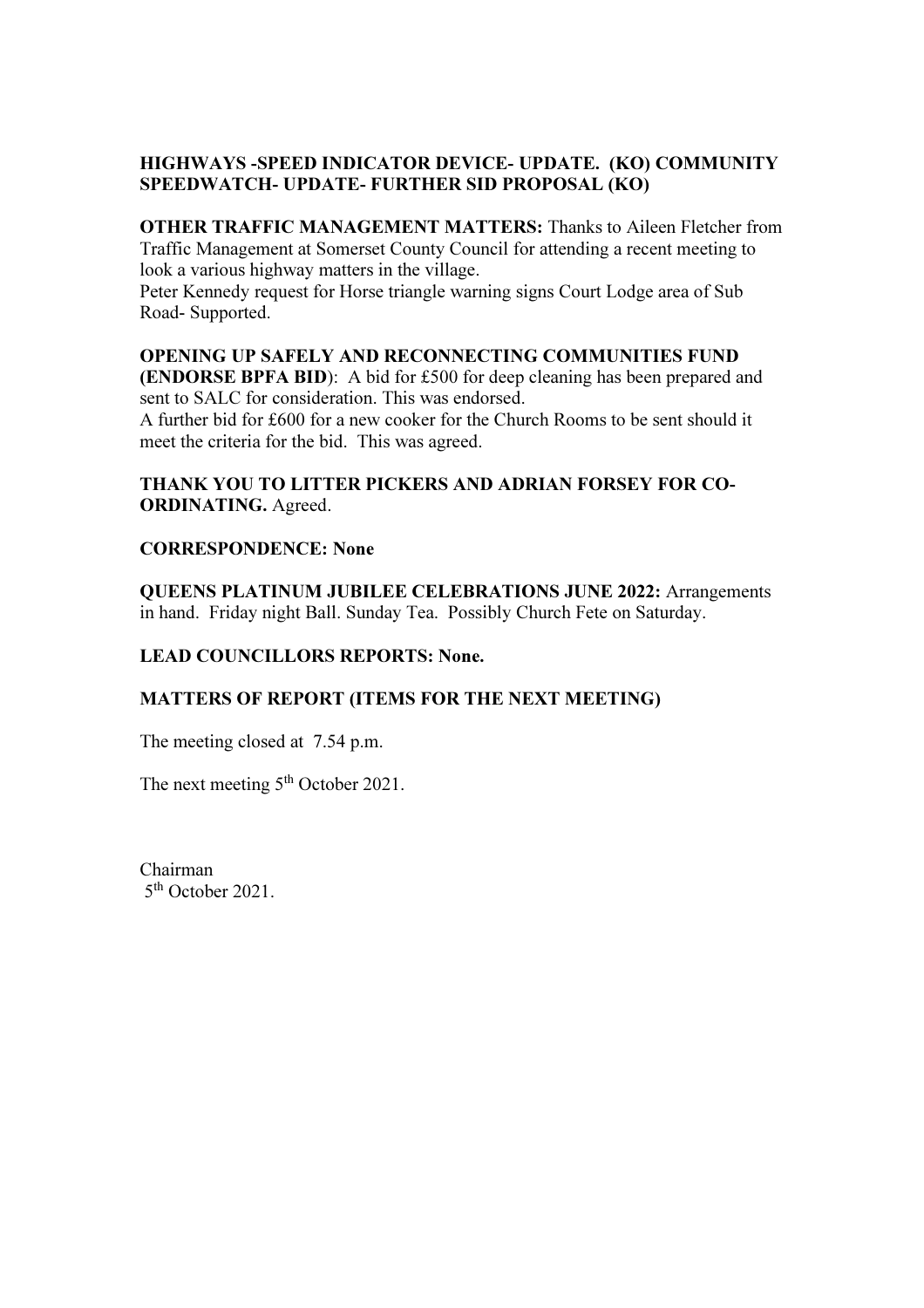**HIGHWAYS -SPEED INDICATOR DEVICE- UPDATE. (KO) COMMUNITY SPEEDWATCH- UPDATE- FURTHER SID PROPOSAL (KO)**

**OTHER TRAFFIC MANAGEMENT MATTERS:** Thanks to Aileen Fletcher from Traffic Management at Somerset County Council for attending a recent meeting to look a various highway matters in the village.
Peter Kennedy request for Horse triangle warning signs Court Lodge area of Sub Road- Supported.

**OPENING UP SAFELY AND RECONNECTING COMMUNITIES FUND (ENDORSE BPFA BID**): A bid for £500 for deep cleaning has been prepared and sent to SALC for consideration. This was endorsed.
A further bid for £600 for a new cooker for the Church Rooms to be sent should it meet the criteria for the bid. This was agreed.

**THANK YOU TO LITTER PICKERS AND ADRIAN FORSEY FOR CO-ORDINATING.** Agreed.

**CORRESPONDENCE: None**

**QUEENS PLATINUM JUBILEE CELEBRATIONS JUNE 2022:** Arrangements in hand. Friday night Ball. Sunday Tea. Possibly Church Fete on Saturday.

**LEAD COUNCILLORS REPORTS: None.**

**MATTERS OF REPORT (ITEMS FOR THE NEXT MEETING)**

The meeting closed at 7.54 p.m.

The next meeting 5th October 2021.

Chairman
5th October 2021.